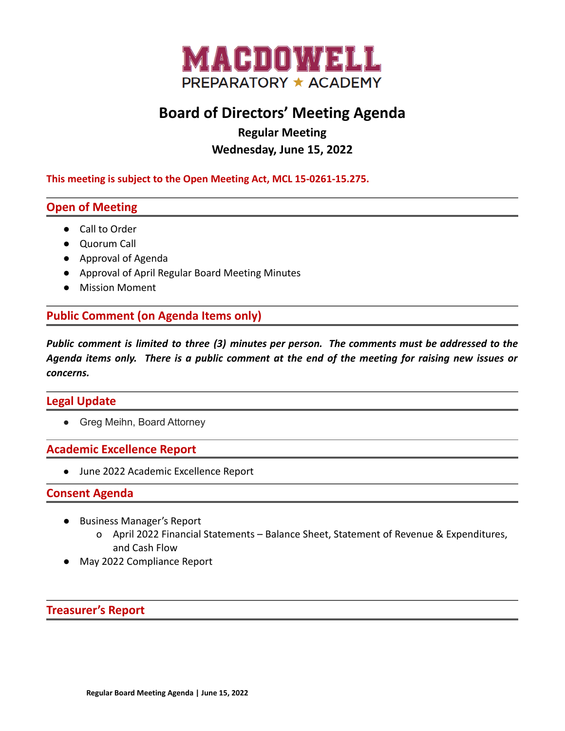# MACDOWELL

PREPARATORY ★ ACADEMY

# Board of Directors' Meeting Agenda

**Regular Meeting**

**Wednesday, June 15, 2022**

**This meeting is subject to the Open Meeting Act, MCL 15-0261-15.275.**

## Open of Meeting

- Call to Order
- Quorum Call
- Approval of Agenda
- Approval of April Regular Board Meeting Minutes
- Mission Moment

## Public Comment (on Agenda Items only)

***Public comment is limited to three (3) minutes per person. The comments must be addressed to the Agenda items only. There is a public comment at the end of the meeting for raising new issues or concerns.***

## Legal Update

- Greg Meihn, Board Attorney

## Academic Excellence Report

- June 2022 Academic Excellence Report

## Consent Agenda

- Business Manager's Report
  - April 2022 Financial Statements – Balance Sheet, Statement of Revenue & Expenditures, and Cash Flow
- May 2022 Compliance Report

## Treasurer's Report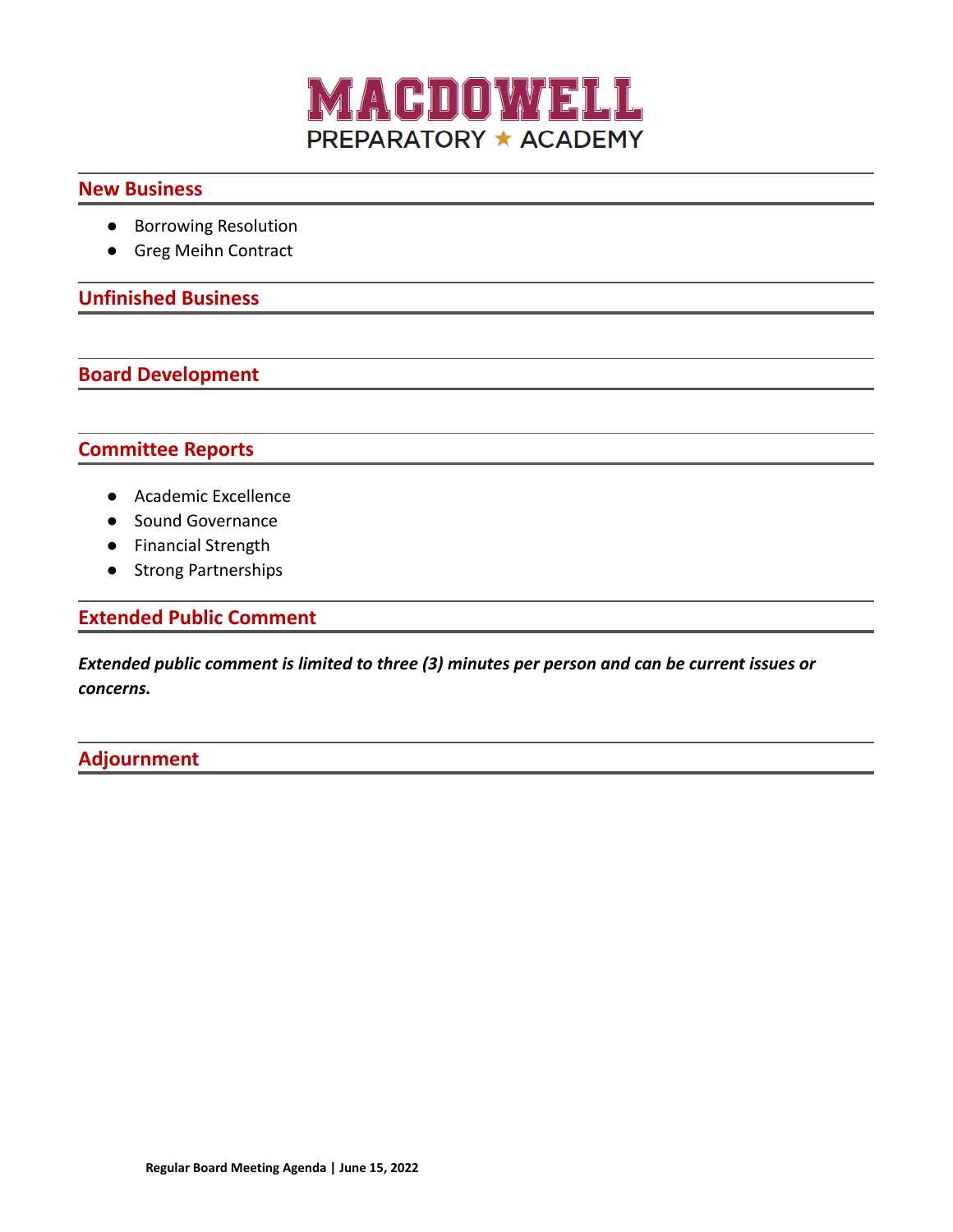## New Business

- Borrowing Resolution
- Greg Meihn Contract

## Unfinished Business

## Board Development

## Committee Reports

- Academic Excellence
- Sound Governance
- Financial Strength
- Strong Partnerships

## Extended Public Comment

***Extended public comment is limited to three (3) minutes per person and can be current issues or concerns.***

## Adjournment